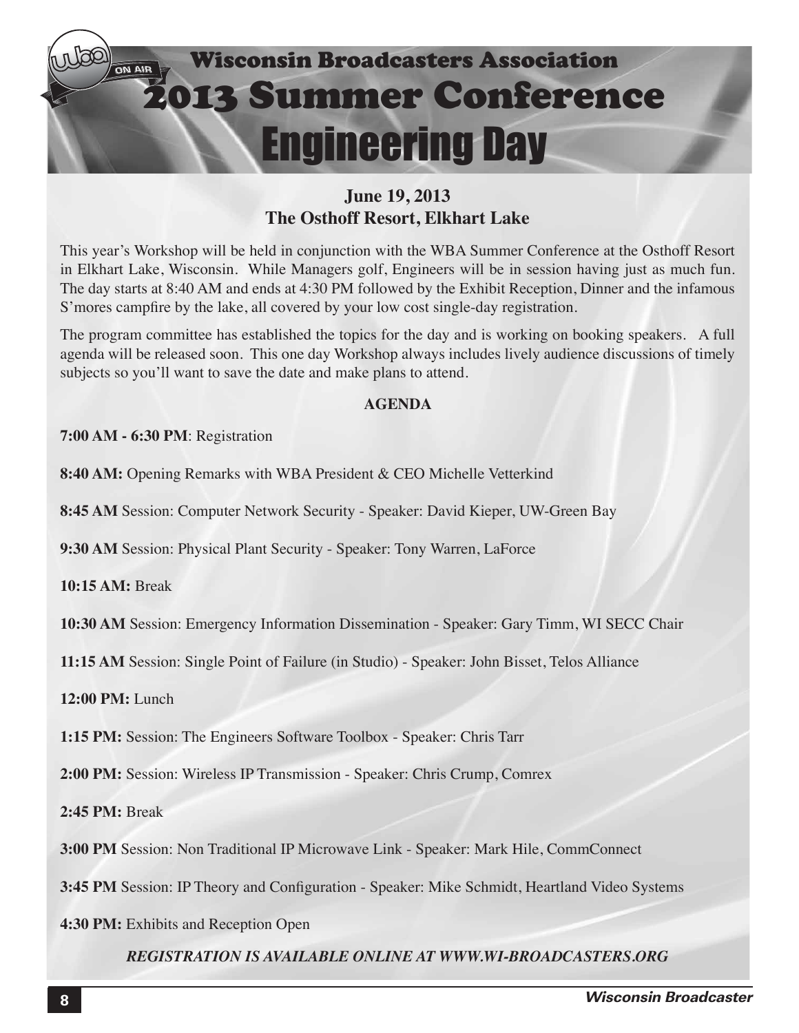# Wisconsin Broadcasters Association

# 2013 Summer Conference

# Engineering Day

**June 19, 2013**
**The Osthoff Resort, Elkhart Lake**

This year's Workshop will be held in conjunction with the WBA Summer Conference at the Osthoff Resort in Elkhart Lake, Wisconsin. While Managers golf, Engineers will be in session having just as much fun. The day starts at 8:40 AM and ends at 4:30 PM followed by the Exhibit Reception, Dinner and the infamous S'mores campfire by the lake, all covered by your low cost single-day registration.

The program committee has established the topics for the day and is working on booking speakers. A full agenda will be released soon. This one day Workshop always includes lively audience discussions of timely subjects so you'll want to save the date and make plans to attend.

**AGENDA**

**7:00 AM - 6:30 PM**: Registration

**8:40 AM:** Opening Remarks with WBA President & CEO Michelle Vetterkind

**8:45 AM** Session: Computer Network Security - Speaker: David Kieper, UW-Green Bay

**9:30 AM** Session: Physical Plant Security - Speaker: Tony Warren, LaForce

**10:15 AM:** Break

**10:30 AM** Session: Emergency Information Dissemination - Speaker: Gary Timm, WI SECC Chair

**11:15 AM** Session: Single Point of Failure (in Studio) - Speaker: John Bisset, Telos Alliance

**12:00 PM:** Lunch

**1:15 PM:** Session: The Engineers Software Toolbox - Speaker: Chris Tarr

**2:00 PM:** Session: Wireless IP Transmission - Speaker: Chris Crump, Comrex

**2:45 PM:** Break

**3:00 PM** Session: Non Traditional IP Microwave Link - Speaker: Mark Hile, CommConnect

**3:45 PM** Session: IP Theory and Configuration - Speaker: Mike Schmidt, Heartland Video Systems

**4:30 PM:** Exhibits and Reception Open

***REGISTRATION IS AVAILABLE ONLINE AT WWW.WI-BROADCASTERS.ORG***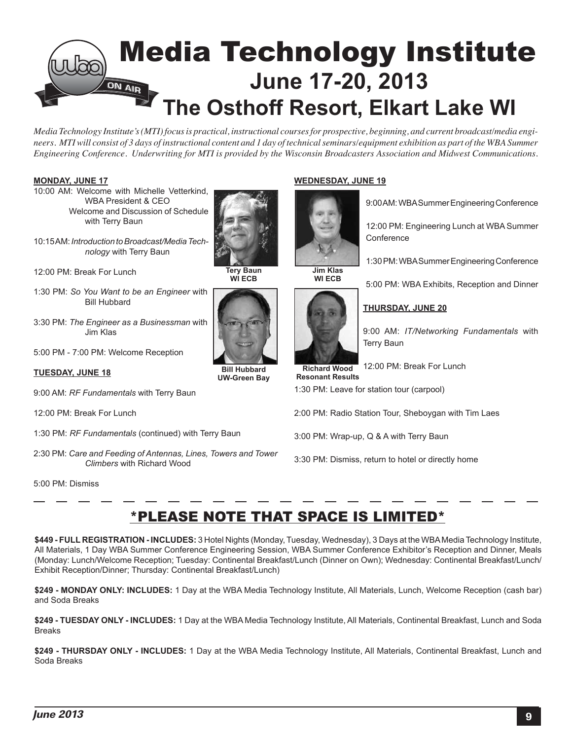# Media Technology Institute

## June 17-20, 2013

## The Osthoff Resort, Elkart Lake WI

*Media Technology Institute's (MTI) focus is practical, instructional courses for prospective, beginning, and current broadcast/media engineers. MTI will consist of 3 days of instructional content and 1 day of technical seminars/equipment exhibition as part of the WBA Summer Engineering Conference. Underwriting for MTI is provided by the Wisconsin Broadcasters Association and Midwest Communications.*

**MONDAY, JUNE 17**

10:00 AM: Welcome with Michelle Vetterkind, WBA President & CEO
Welcome and Discussion of Schedule with Terry Baun

10:15 AM: *Introduction to Broadcast/Media Technology* with Terry Baun

12:00 PM: Break For Lunch

1:30 PM: *So You Want to be an Engineer* with Bill Hubbard

3:30 PM: *The Engineer as a Businessman* with Jim Klas

5:00 PM - 7:00 PM: Welcome Reception

**TUESDAY, JUNE 18**

9:00 AM: *RF Fundamentals* with Terry Baun

12:00 PM: Break For Lunch

1:30 PM: *RF Fundamentals* (continued) with Terry Baun

2:30 PM: *Care and Feeding of Antennas, Lines, Towers and Tower Climbers* with Richard Wood

5:00 PM: Dismiss

**Tery Baun**
**WI ECB**

**Bill Hubbard**
**UW-Green Bay**

**Jim Klas**
**WI ECB**

**Richard Wood**
**Resonant Results**

**WEDNESDAY, JUNE 19**

9:00 AM: WBA Summer Engineering Conference

12:00 PM: Engineering Lunch at WBA Summer Conference

1:30 PM: WBA Summer Engineering Conference

5:00 PM: WBA Exhibits, Reception and Dinner

**THURSDAY, JUNE 20**

9:00 AM: *IT/Networking Fundamentals* with Terry Baun

12:00 PM: Break For Lunch

1:30 PM: Leave for station tour (carpool)

2:00 PM: Radio Station Tour, Sheboygan with Tim Laes

3:00 PM: Wrap-up, Q & A with Terry Baun

3:30 PM: Dismiss, return to hotel or directly home

---

## *PLEASE NOTE THAT SPACE IS LIMITED*

**$449 - FULL REGISTRATION - INCLUDES:** 3 Hotel Nights (Monday, Tuesday, Wednesday), 3 Days at the WBA Media Technology Institute, All Materials, 1 Day WBA Summer Conference Engineering Session, WBA Summer Conference Exhibitor's Reception and Dinner, Meals (Monday: Lunch/Welcome Reception; Tuesday: Continental Breakfast/Lunch (Dinner on Own); Wednesday: Continental Breakfast/Lunch/Exhibit Reception/Dinner; Thursday: Continental Breakfast/Lunch)

**$249 - MONDAY ONLY: INCLUDES:** 1 Day at the WBA Media Technology Institute, All Materials, Lunch, Welcome Reception (cash bar) and Soda Breaks

**$249 - TUESDAY ONLY - INCLUDES:** 1 Day at the WBA Media Technology Institute, All Materials, Continental Breakfast, Lunch and Soda Breaks

**$249 - THURSDAY ONLY - INCLUDES:** 1 Day at the WBA Media Technology Institute, All Materials, Continental Breakfast, Lunch and Soda Breaks